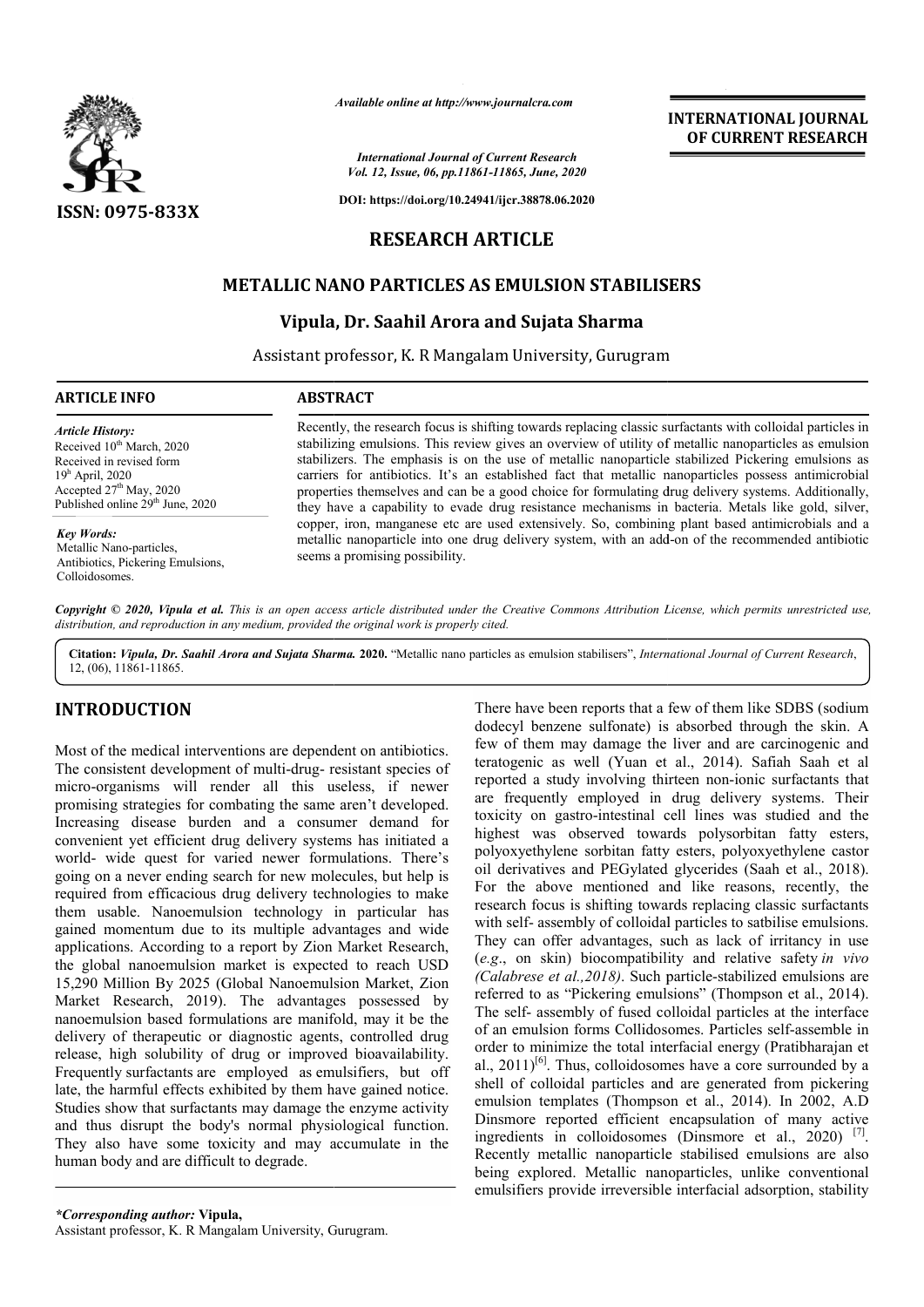*Available online at http://www.journalcra.com*

*International Journal of Current Research*
*Vol. 12, Issue, 06, pp.11861-11865, June, 2020*

**DOI: https://doi.org/10.24941/ijcr.38878.06.2020**

**ISSN: 0975-833X**

**INTERNATIONAL JOURNAL OF CURRENT RESEARCH**

# RESEARCH ARTICLE

# METALLIC NANO PARTICLES AS EMULSION STABILISERS

## Vipula, Dr. Saahil Arora and Sujata Sharma

Assistant professor, K. R Mangalam University, Gurugram

**ARTICLE INFO**

*Article History:*
Received 10th March, 2020
Received in revised form
19th April, 2020
Accepted 27th May, 2020
Published online 29th June, 2020

*Key Words:*
Metallic Nano-particles, Antibiotics, Pickering Emulsions, Colloidosomes.

**ABSTRACT**

Recently, the research focus is shifting towards replacing classic surfactants with colloidal particles in stabilizing emulsions. This review gives an overview of utility of metallic nanoparticles as emulsion stabilizers. The emphasis is on the use of metallic nanoparticle stabilized Pickering emulsions as carriers for antibiotics. It's an established fact that metallic nanoparticles possess antimicrobial properties themselves and can be a good choice for formulating drug delivery systems. Additionally, they have a capability to evade drug resistance mechanisms in bacteria. Metals like gold, silver, copper, iron, manganese etc are used extensively. So, combining plant based antimicrobials and a metallic nanoparticle into one drug delivery system, with an add-on of the recommended antibiotic seems a promising possibility.

*Copyright © 2020, Vipula et al. This is an open access article distributed under the Creative Commons Attribution License, which permits unrestricted use, distribution, and reproduction in any medium, provided the original work is properly cited.*

**Citation:** *Vipula, Dr. Saahil Arora and Sujata Sharma.* **2020.** "Metallic nano particles as emulsion stabilisers", *International Journal of Current Research*, 12, (06), 11861-11865.

## INTRODUCTION

Most of the medical interventions are dependent on antibiotics. The consistent development of multi-drug- resistant species of micro-organisms will render all this useless, if newer promising strategies for combating the same aren't developed. Increasing disease burden and a consumer demand for convenient yet efficient drug delivery systems has initiated a world- wide quest for varied newer formulations. There's going on a never ending search for new molecules, but help is required from efficacious drug delivery technologies to make them usable. Nanoemulsion technology in particular has gained momentum due to its multiple advantages and wide applications. According to a report by Zion Market Research, the global nanoemulsion market is expected to reach USD 15,290 Million By 2025 (Global Nanoemulsion Market, Zion Market Research, 2019). The advantages possessed by nanoemulsion based formulations are manifold, may it be the delivery of therapeutic or diagnostic agents, controlled drug release, high solubility of drug or improved bioavailability. Frequently surfactants are employed as emulsifiers, but off late, the harmful effects exhibited by them have gained notice. Studies show that surfactants may damage the enzyme activity and thus disrupt the body's normal physiological function. They also have some toxicity and may accumulate in the human body and are difficult to degrade.

There have been reports that a few of them like SDBS (sodium dodecyl benzene sulfonate) is absorbed through the skin. A few of them may damage the liver and are carcinogenic and teratogenic as well (Yuan et al., 2014). Safiah Saah et al reported a study involving thirteen non-ionic surfactants that are frequently employed in drug delivery systems. Their toxicity on gastro-intestinal cell lines was studied and the highest was observed towards polysorbitan fatty esters, polyoxyethylene sorbitan fatty esters, polyoxyethylene castor oil derivatives and PEGylated glycerides (Saah et al., 2018). For the above mentioned and like reasons, recently, the research focus is shifting towards replacing classic surfactants with self- assembly of colloidal particles to satbilise emulsions. They can offer advantages, such as lack of irritancy in use (*e.g*., on skin) biocompatibility and relative safety *in vivo (Calabrese et al.,2018)*. Such particle-stabilized emulsions are referred to as "Pickering emulsions" (Thompson et al., 2014). The self- assembly of fused colloidal particles at the interface of an emulsion forms Collidosomes. Particles self-assemble in order to minimize the total interfacial energy (Pratibharajan et al., 2011)[6]. Thus, colloidosomes have a core surrounded by a shell of colloidal particles and are generated from pickering emulsion templates (Thompson et al., 2014). In 2002, A.D Dinsmore reported efficient encapsulation of many active ingredients in colloidosomes (Dinsmore et al., 2020) [7]. Recently metallic nanoparticle stabilised emulsions are also being explored. Metallic nanoparticles, unlike conventional emulsifiers provide irreversible interfacial adsorption, stability

*\*Corresponding author:* **Vipula,**
Assistant professor, K. R Mangalam University, Gurugram.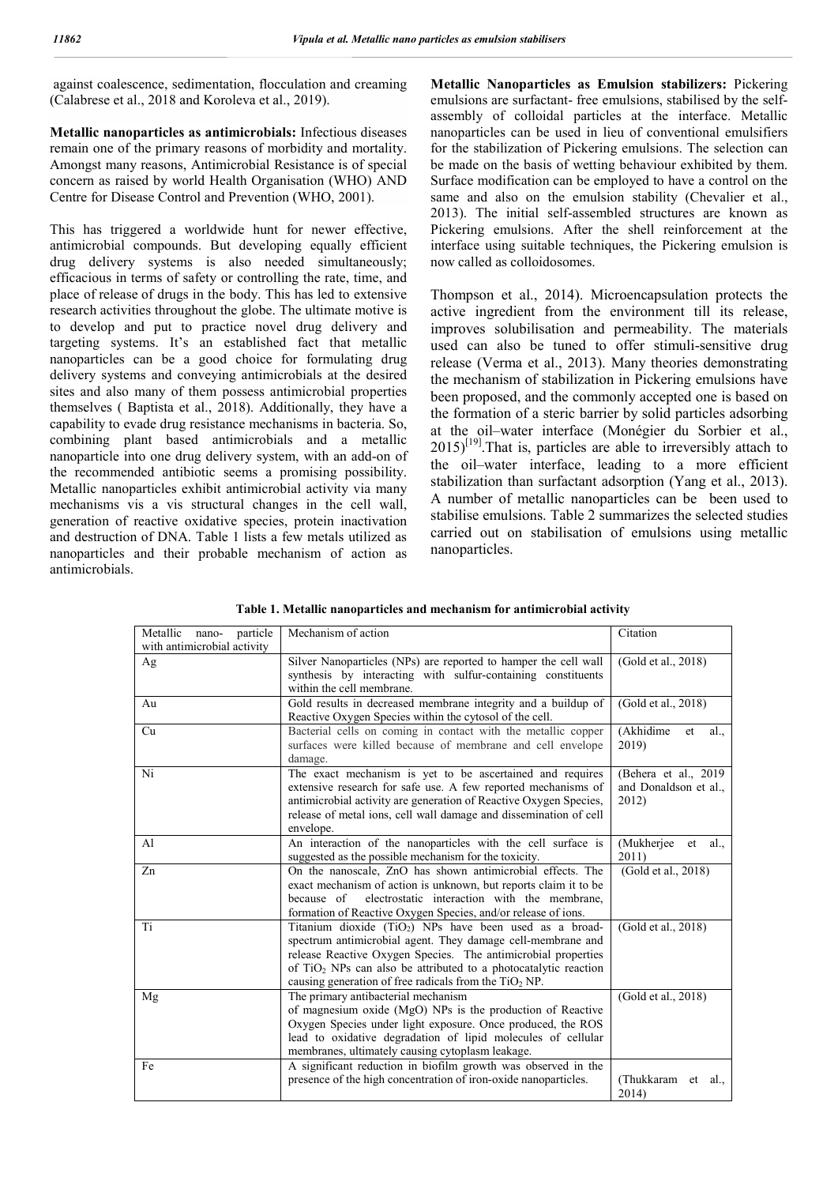against coalescence, sedimentation, flocculation and creaming (Calabrese et al., 2018 and Koroleva et al., 2019).

**Metallic nanoparticles as antimicrobials:** Infectious diseases remain one of the primary reasons of morbidity and mortality. Amongst many reasons, Antimicrobial Resistance is of special concern as raised by world Health Organisation (WHO) AND Centre for Disease Control and Prevention (WHO, 2001).

This has triggered a worldwide hunt for newer effective, antimicrobial compounds. But developing equally efficient drug delivery systems is also needed simultaneously; efficacious in terms of safety or controlling the rate, time, and place of release of drugs in the body. This has led to extensive research activities throughout the globe. The ultimate motive is to develop and put to practice novel drug delivery and targeting systems. It's an established fact that metallic nanoparticles can be a good choice for formulating drug delivery systems and conveying antimicrobials at the desired sites and also many of them possess antimicrobial properties themselves ( Baptista et al., 2018). Additionally, they have a capability to evade drug resistance mechanisms in bacteria. So, combining plant based antimicrobials and a metallic nanoparticle into one drug delivery system, with an add-on of the recommended antibiotic seems a promising possibility. Metallic nanoparticles exhibit antimicrobial activity via many mechanisms vis a vis structural changes in the cell wall, generation of reactive oxidative species, protein inactivation and destruction of DNA. Table 1 lists a few metals utilized as nanoparticles and their probable mechanism of action as antimicrobials.

**Metallic Nanoparticles as Emulsion stabilizers:** Pickering emulsions are surfactant- free emulsions, stabilised by the self-assembly of colloidal particles at the interface. Metallic nanoparticles can be used in lieu of conventional emulsifiers for the stabilization of Pickering emulsions. The selection can be made on the basis of wetting behaviour exhibited by them. Surface modification can be employed to have a control on the same and also on the emulsion stability (Chevalier et al., 2013). The initial self-assembled structures are known as Pickering emulsions. After the shell reinforcement at the interface using suitable techniques, the Pickering emulsion is now called as colloidosomes.

Thompson et al., 2014). Microencapsulation protects the active ingredient from the environment till its release, improves solubilisation and permeability. The materials used can also be tuned to offer stimuli-sensitive drug release (Verma et al., 2013). Many theories demonstrating the mechanism of stabilization in Pickering emulsions have been proposed, and the commonly accepted one is based on the formation of a steric barrier by solid particles adsorbing at the oil–water interface (Monégier du Sorbier et al., 2015)[19].That is, particles are able to irreversibly attach to the oil–water interface, leading to a more efficient stabilization than surfactant adsorption (Yang et al., 2013). A number of metallic nanoparticles can be been used to stabilise emulsions. Table 2 summarizes the selected studies carried out on stabilisation of emulsions using metallic nanoparticles.

**Table 1. Metallic nanoparticles and mechanism for antimicrobial activity**

| Metallic nano- particle with antimicrobial activity | Mechanism of action | Citation |
|---|---|---|
| Ag | Silver Nanoparticles (NPs) are reported to hamper the cell wall synthesis by interacting with sulfur-containing constituents within the cell membrane. | (Gold et al., 2018) |
| Au | Gold results in decreased membrane integrity and a buildup of Reactive Oxygen Species within the cytosol of the cell. | (Gold et al., 2018) |
| Cu | Bacterial cells on coming in contact with the metallic copper surfaces were killed because of membrane and cell envelope damage. | (Akhidime et al., 2019) |
| Ni | The exact mechanism is yet to be ascertained and requires extensive research for safe use. A few reported mechanisms of antimicrobial activity are generation of Reactive Oxygen Species, release of metal ions, cell wall damage and dissemination of cell envelope. | (Behera et al., 2019 and Donaldson et al., 2012) |
| Al | An interaction of the nanoparticles with the cell surface is suggested as the possible mechanism for the toxicity. | (Mukherjee et al., 2011) |
| Zn | On the nanoscale, ZnO has shown antimicrobial effects. The exact mechanism of action is unknown, but reports claim it to be because of electrostatic interaction with the membrane, formation of Reactive Oxygen Species, and/or release of ions. | (Gold et al., 2018) |
| Ti | Titanium dioxide ($TiO_2$) NPs have been used as a broad-spectrum antimicrobial agent. They damage cell-membrane and release Reactive Oxygen Species. The antimicrobial properties of $TiO_2$ NPs can also be attributed to a photocatalytic reaction causing generation of free radicals from the $TiO_2$ NP. | (Gold et al., 2018) |
| Mg | The primary antibacterial mechanism of magnesium oxide (MgO) NPs is the production of Reactive Oxygen Species under light exposure. Once produced, the ROS lead to oxidative degradation of lipid molecules of cellular membranes, ultimately causing cytoplasm leakage. | (Gold et al., 2018) |
| Fe | A significant reduction in biofilm growth was observed in the presence of the high concentration of iron-oxide nanoparticles. | (Thukkaram et al., 2014) |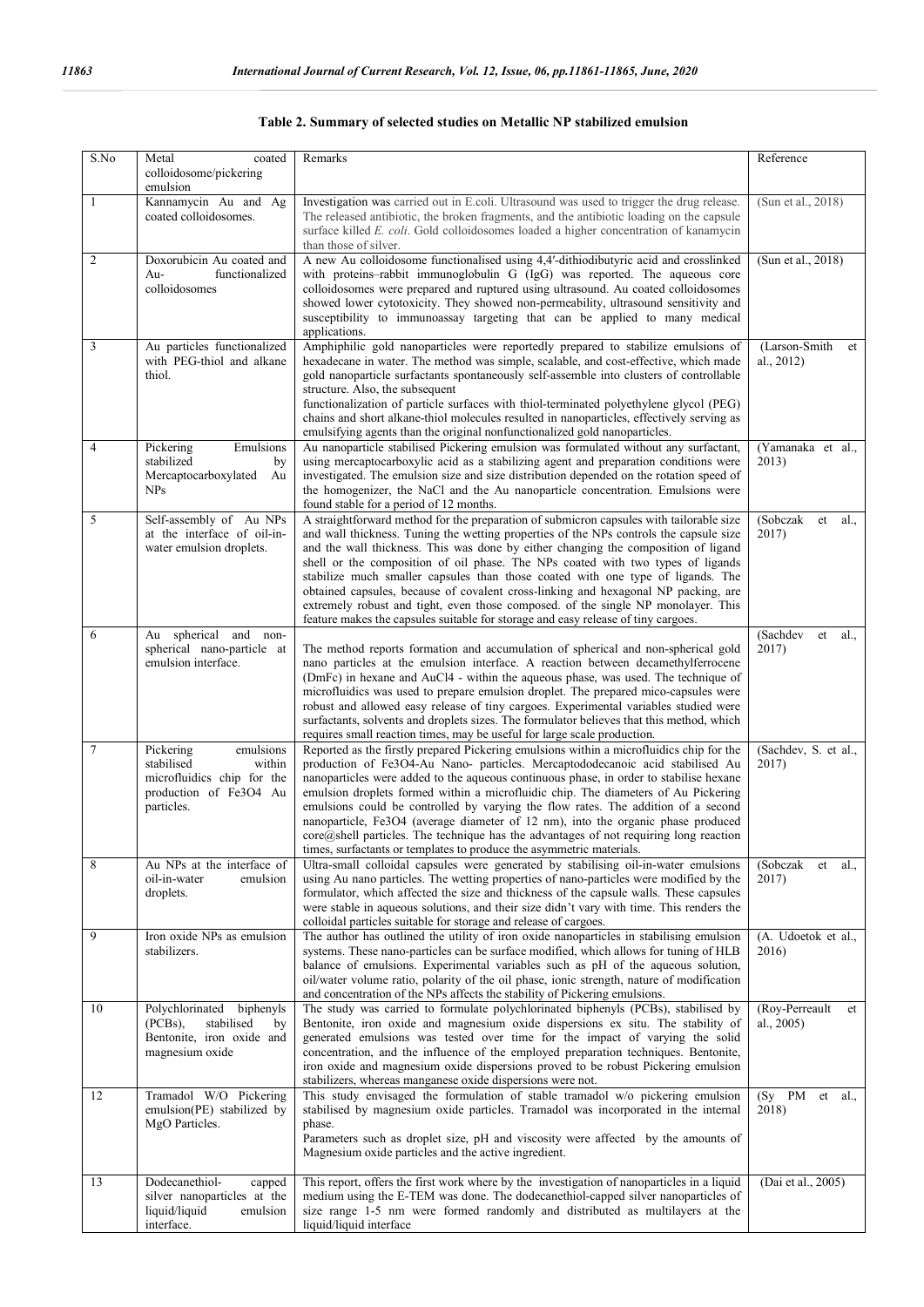**Table 2. Summary of selected studies on Metallic NP stabilized emulsion**

| S.No | Metal coated colloidosome/pickering emulsion | Remarks | Reference |
|---|---|---|---|
| 1 | Kannamycin Au and Ag coated colloidosomes. | Investigation was carried out in E.coli. Ultrasound was used to trigger the drug release. The released antibiotic, the broken fragments, and the antibiotic loading on the capsule surface killed *E. coli*. Gold colloidosomes loaded a higher concentration of kanamycin than those of silver. | (Sun et al., 2018) |
| 2 | Doxorubicin Au coated and Au- functionalized colloidosomes | A new Au colloidosome functionalised using 4,4′-dithiodibutyric acid and crosslinked with proteins–rabbit immunoglobulin G (IgG) was reported. The aqueous core colloidosomes were prepared and ruptured using ultrasound. Au coated colloidosomes showed lower cytotoxicity. They showed non-permeability, ultrasound sensitivity and susceptibility to immunoassay targeting that can be applied to many medical applications. | (Sun et al., 2018) |
| 3 | Au particles functionalized with PEG-thiol and alkane thiol. | Amphiphilic gold nanoparticles were reportedly prepared to stabilize emulsions of hexadecane in water. The method was simple, scalable, and cost-effective, which made gold nanoparticle surfactants spontaneously self-assemble into clusters of controllable structure. Also, the subsequent functionalization of particle surfaces with thiol-terminated polyethylene glycol (PEG) chains and short alkane-thiol molecules resulted in nanoparticles, effectively serving as emulsifying agents than the original nonfunctionalized gold nanoparticles. | (Larson-Smith et al., 2012) |
| 4 | Pickering Emulsions stabilized by Mercaptocarboxylated Au NPs | Au nanoparticle stabilised Pickering emulsion was formulated without any surfactant, using mercaptocarboxylic acid as a stabilizing agent and preparation conditions were investigated. The emulsion size and size distribution depended on the rotation speed of the homogenizer, the NaCl and the Au nanoparticle concentration. Emulsions were found stable for a period of 12 months. | (Yamanaka et al., 2013) |
| 5 | Self-assembly of Au NPs at the interface of oil-in-water emulsion droplets. | A straightforward method for the preparation of submicron capsules with tailorable size and wall thickness. Tuning the wetting properties of the NPs controls the capsule size and the wall thickness. This was done by either changing the composition of ligand shell or the composition of oil phase. The NPs coated with two types of ligands stabilize much smaller capsules than those coated with one type of ligands. The obtained capsules, because of covalent cross-linking and hexagonal NP packing, are extremely robust and tight, even those composed. of the single NP monolayer. This feature makes the capsules suitable for storage and easy release of tiny cargoes. | (Sobczak et al., 2017) |
| 6 | Au spherical and non-spherical nano-particle at emulsion interface. | The method reports formation and accumulation of spherical and non-spherical gold nano particles at the emulsion interface. A reaction between decamethylferrocene (DmFc) in hexane and AuCl4 - within the aqueous phase, was used. The technique of microfluidics was used to prepare emulsion droplet. The prepared mico-capsules were robust and allowed easy release of tiny cargoes. Experimental variables studied were surfactants, solvents and droplets sizes. The formulator believes that this method, which requires small reaction times, may be useful for large scale production. | (Sachdev et al., 2017) |
| 7 | Pickering emulsions stabilised within microfluidics chip for the production of Fe3O4 Au particles. | Reported as the firstly prepared Pickering emulsions within a microfluidics chip for the production of Fe3O4-Au Nano- particles. Mercaptododecanoic acid stabilised Au nanoparticles were added to the aqueous continuous phase, in order to stabilise hexane emulsion droplets formed within a microfluidic chip. The diameters of Au Pickering emulsions could be controlled by varying the flow rates. The addition of a second nanoparticle, Fe3O4 (average diameter of 12 nm), into the organic phase produced core@shell particles. The technique has the advantages of not requiring long reaction times, surfactants or templates to produce the asymmetric materials. | (Sachdev, S. et al., 2017) |
| 8 | Au NPs at the interface of oil-in-water emulsion droplets. | Ultra-small colloidal capsules were generated by stabilising oil-in-water emulsions using Au nano particles. The wetting properties of nano-particles were modified by the formulator, which affected the size and thickness of the capsule walls. These capsules were stable in aqueous solutions, and their size didn't vary with time. This renders the colloidal particles suitable for storage and release of cargoes. | (Sobczak et al., 2017) |
| 9 | Iron oxide NPs as emulsion stabilizers. | The author has outlined the utility of iron oxide nanoparticles in stabilising emulsion systems. These nano-particles can be surface modified, which allows for tuning of HLB balance of emulsions. Experimental variables such as pH of the aqueous solution, oil/water volume ratio, polarity of the oil phase, ionic strength, nature of modification and concentration of the NPs affects the stability of Pickering emulsions. | (A. Udoetok et al., 2016) |
| 10 | Polychlorinated biphenyls (PCBs), stabilised by Bentonite, iron oxide and magnesium oxide | The study was carried to formulate polychlorinated biphenyls (PCBs), stabilised by Bentonite, iron oxide and magnesium oxide dispersions ex situ. The stability of generated emulsions was tested over time for the impact of varying the solid concentration, and the influence of the employed preparation techniques. Bentonite, iron oxide and magnesium oxide dispersions proved to be robust Pickering emulsion stabilizers, whereas manganese oxide dispersions were not. | (Roy-Perreault et al., 2005) |
| 12 | Tramadol W/O Pickering emulsion(PE) stabilized by MgO Particles. | This study envisaged the formulation of stable tramadol w/o pickering emulsion stabilised by magnesium oxide particles. Tramadol was incorporated in the internal phase. Parameters such as droplet size, pH and viscosity were affected by the amounts of Magnesium oxide particles and the active ingredient. | (Sy PM et al., 2018) |
| 13 | Dodecanethiol- capped silver nanoparticles at the liquid/liquid emulsion interface. | This report, offers the first work where by the investigation of nanoparticles in a liquid medium using the E-TEM was done. The dodecanethiol-capped silver nanoparticles of size range 1-5 nm were formed randomly and distributed as multilayers at the liquid/liquid interface | (Dai et al., 2005) |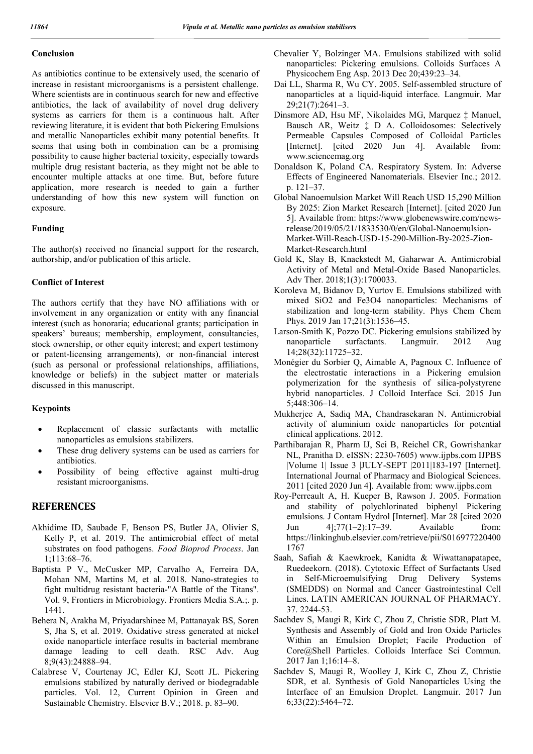## Conclusion

As antibiotics continue to be extensively used, the scenario of increase in resistant microorganisms is a persistent challenge. Where scientists are in continuous search for new and effective antibiotics, the lack of availability of novel drug delivery systems as carriers for them is a continuous halt. After reviewing literature, it is evident that both Pickering Emulsions and metallic Nanoparticles exhibit many potential benefits. It seems that using both in combination can be a promising possibility to cause higher bacterial toxicity, especially towards multiple drug resistant bacteria, as they might not be able to encounter multiple attacks at one time. But, before future application, more research is needed to gain a further understanding of how this new system will function on exposure.

## Funding

The author(s) received no financial support for the research, authorship, and/or publication of this article.

## Conflict of Interest

The authors certify that they have NO affiliations with or involvement in any organization or entity with any financial interest (such as honoraria; educational grants; participation in speakers' bureaus; membership, employment, consultancies, stock ownership, or other equity interest; and expert testimony or patent-licensing arrangements), or non-financial interest (such as personal or professional relationships, affiliations, knowledge or beliefs) in the subject matter or materials discussed in this manuscript.

## Keypoints

- Replacement of classic surfactants with metallic nanoparticles as emulsions stabilizers.
- These drug delivery systems can be used as carriers for antibiotics.
- Possibility of being effective against multi-drug resistant microorganisms.

## REFERENCES

Akhidime ID, Saubade F, Benson PS, Butler JA, Olivier S, Kelly P, et al. 2019. The antimicrobial effect of metal substrates on food pathogens. *Food Bioprod Process*. Jan 1;113:68–76.

Baptista P V., McCusker MP, Carvalho A, Ferreira DA, Mohan NM, Martins M, et al. 2018. Nano-strategies to fight multidrug resistant bacteria-"A Battle of the Titans". Vol. 9, Frontiers in Microbiology. Frontiers Media S.A.;. p. 1441.

Behera N, Arakha M, Priyadarshinee M, Pattanayak BS, Soren S, Jha S, et al. 2019. Oxidative stress generated at nickel oxide nanoparticle interface results in bacterial membrane damage leading to cell death. RSC Adv. Aug 8;9(43):24888–94.

Calabrese V, Courtenay JC, Edler KJ, Scott JL. Pickering emulsions stabilized by naturally derived or biodegradable particles. Vol. 12, Current Opinion in Green and Sustainable Chemistry. Elsevier B.V.; 2018. p. 83–90.

Chevalier Y, Bolzinger MA. Emulsions stabilized with solid nanoparticles: Pickering emulsions. Colloids Surfaces A Physicochem Eng Asp. 2013 Dec 20;439:23–34.

Dai LL, Sharma R, Wu CY. 2005. Self-assembled structure of nanoparticles at a liquid-liquid interface. Langmuir. Mar 29;21(7):2641–3.

Dinsmore AD, Hsu MF, Nikolaides MG, Marquez ‡ Manuel, Bausch AR, Weitz ‡ D A. Colloidosomes: Selectively Permeable Capsules Composed of Colloidal Particles [Internet]. [cited 2020 Jun 4]. Available from: www.sciencemag.org

Donaldson K, Poland CA. Respiratory System. In: Adverse Effects of Engineered Nanomaterials. Elsevier Inc.; 2012. p. 121–37.

Global Nanoemulsion Market Will Reach USD 15,290 Million By 2025: Zion Market Research [Internet]. [cited 2020 Jun 5]. Available from: https://www.globenewswire.com/news-release/2019/05/21/1833530/0/en/Global-Nanoemulsion-Market-Will-Reach-USD-15-290-Million-By-2025-Zion-Market-Research.html

Gold K, Slay B, Knackstedt M, Gaharwar A. Antimicrobial Activity of Metal and Metal-Oxide Based Nanoparticles. Adv Ther. 2018;1(3):1700033.

Koroleva M, Bidanov D, Yurtov E. Emulsions stabilized with mixed $SiO_2$ and $Fe_3O_4$ nanoparticles: Mechanisms of stabilization and long-term stability. Phys Chem Chem Phys. 2019 Jan 17;21(3):1536–45.

Larson-Smith K, Pozzo DC. Pickering emulsions stabilized by nanoparticle surfactants. Langmuir. 2012 Aug 14;28(32):11725–32.

Monégier du Sorbier Q, Aimable A, Pagnoux C. Influence of the electrostatic interactions in a Pickering emulsion polymerization for the synthesis of silica-polystyrene hybrid nanoparticles. J Colloid Interface Sci. 2015 Jun 5;448:306–14.

Mukherjee A, Sadiq MA, Chandrasekaran N. Antimicrobial activity of aluminium oxide nanoparticles for potential clinical applications. 2012.

Parthibarajan R, Pharm IJ, Sci B, Reichel CR, Gowrishankar NL, Pranitha D. eISSN: 2230-7605) www.ijpbs.com IJPBS |Volume 1| Issue 3 |JULY-SEPT |2011|183-197 [Internet]. International Journal of Pharmacy and Biological Sciences. 2011 [cited 2020 Jun 4]. Available from: www.ijpbs.com

Roy-Perreault A, H. Kueper B, Rawson J. 2005. Formation and stability of polychlorinated biphenyl Pickering emulsions. J Contam Hydrol [Internet]. Mar 28 [cited 2020 Jun 4];77(1–2):17–39. Available from: https://linkinghub.elsevier.com/retrieve/pii/S0169772204001767

Saah, Safiah & Kaewkroek, Kanidta & Wiwattanapatapee, Ruedeekorn. (2018). Cytotoxic Effect of Surfactants Used in Self-Microemulsifying Drug Delivery Systems (SMEDDS) on Normal and Cancer Gastrointestinal Cell Lines. LATIN AMERICAN JOURNAL OF PHARMACY. 37. 2244-53.

Sachdev S, Maugi R, Kirk C, Zhou Z, Christie SDR, Platt M. Synthesis and Assembly of Gold and Iron Oxide Particles Within an Emulsion Droplet; Facile Production of Core@Shell Particles. Colloids Interface Sci Commun. 2017 Jan 1;16:14–8.

Sachdev S, Maugi R, Woolley J, Kirk C, Zhou Z, Christie SDR, et al. Synthesis of Gold Nanoparticles Using the Interface of an Emulsion Droplet. Langmuir. 2017 Jun 6;33(22):5464–72.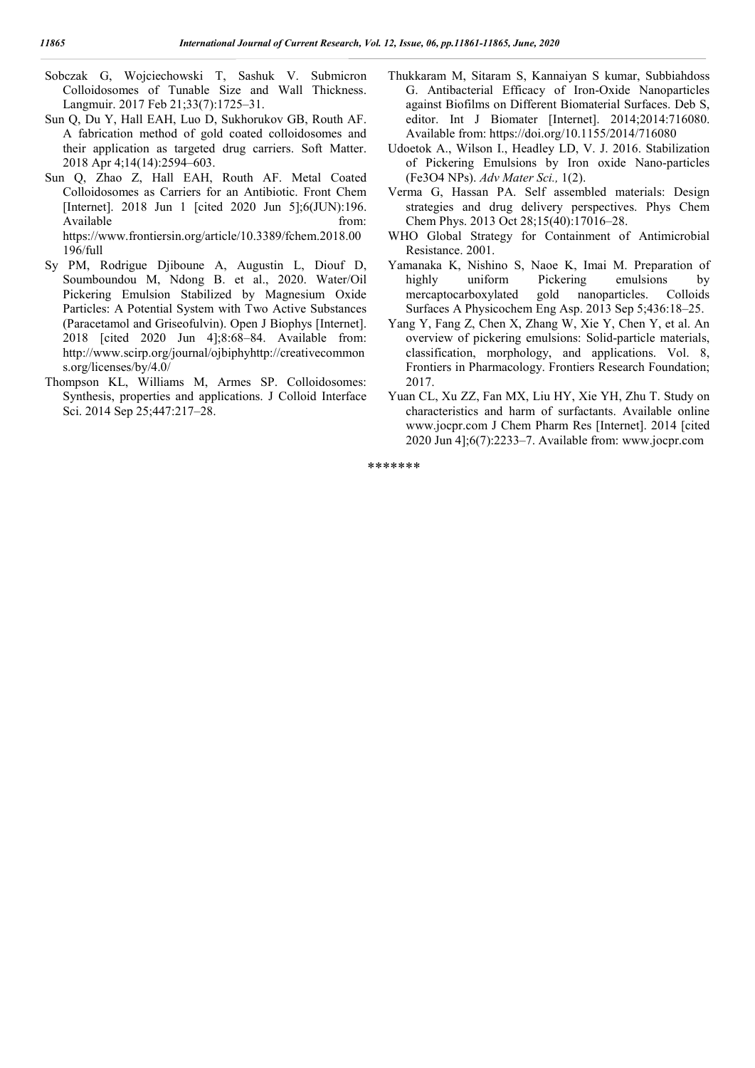Sobczak G, Wojciechowski T, Sashuk V. Submicron Colloidosomes of Tunable Size and Wall Thickness. Langmuir. 2017 Feb 21;33(7):1725–31.

Sun Q, Du Y, Hall EAH, Luo D, Sukhorukov GB, Routh AF. A fabrication method of gold coated colloidosomes and their application as targeted drug carriers. Soft Matter. 2018 Apr 4;14(14):2594–603.

Sun Q, Zhao Z, Hall EAH, Routh AF. Metal Coated Colloidosomes as Carriers for an Antibiotic. Front Chem [Internet]. 2018 Jun 1 [cited 2020 Jun 5];6(JUN):196. Available from: https://www.frontiersin.org/article/10.3389/fchem.2018.00196/full

Sy PM, Rodrigue Djiboune A, Augustin L, Diouf D, Soumboundou M, Ndong B. et al., 2020. Water/Oil Pickering Emulsion Stabilized by Magnesium Oxide Particles: A Potential System with Two Active Substances (Paracetamol and Griseofulvin). Open J Biophys [Internet]. 2018 [cited 2020 Jun 4];8:68–84. Available from: http://www.scirp.org/journal/ojbiphyhttp://creativecommons.org/licenses/by/4.0/

Thompson KL, Williams M, Armes SP. Colloidosomes: Synthesis, properties and applications. J Colloid Interface Sci. 2014 Sep 25;447:217–28.

Thukkaram M, Sitaram S, Kannaiyan S kumar, Subbiahdoss G. Antibacterial Efficacy of Iron-Oxide Nanoparticles against Biofilms on Different Biomaterial Surfaces. Deb S, editor. Int J Biomater [Internet]. 2014;2014:716080. Available from: https://doi.org/10.1155/2014/716080

Udoetok A., Wilson I., Headley LD, V. J. 2016. Stabilization of Pickering Emulsions by Iron oxide Nano-particles (Fe3O4 NPs). *Adv Mater Sci.,* 1(2).

Verma G, Hassan PA. Self assembled materials: Design strategies and drug delivery perspectives. Phys Chem Chem Phys. 2013 Oct 28;15(40):17016–28.

WHO Global Strategy for Containment of Antimicrobial Resistance. 2001.

Yamanaka K, Nishino S, Naoe K, Imai M. Preparation of highly uniform Pickering emulsions by mercaptocarboxylated gold nanoparticles. Colloids Surfaces A Physicochem Eng Asp. 2013 Sep 5;436:18–25.

Yang Y, Fang Z, Chen X, Zhang W, Xie Y, Chen Y, et al. An overview of pickering emulsions: Solid-particle materials, classification, morphology, and applications. Vol. 8, Frontiers in Pharmacology. Frontiers Research Foundation; 2017.

Yuan CL, Xu ZZ, Fan MX, Liu HY, Xie YH, Zhu T. Study on characteristics and harm of surfactants. Available online www.jocpr.com J Chem Pharm Res [Internet]. 2014 [cited 2020 Jun 4];6(7):2233–7. Available from: www.jocpr.com

*******